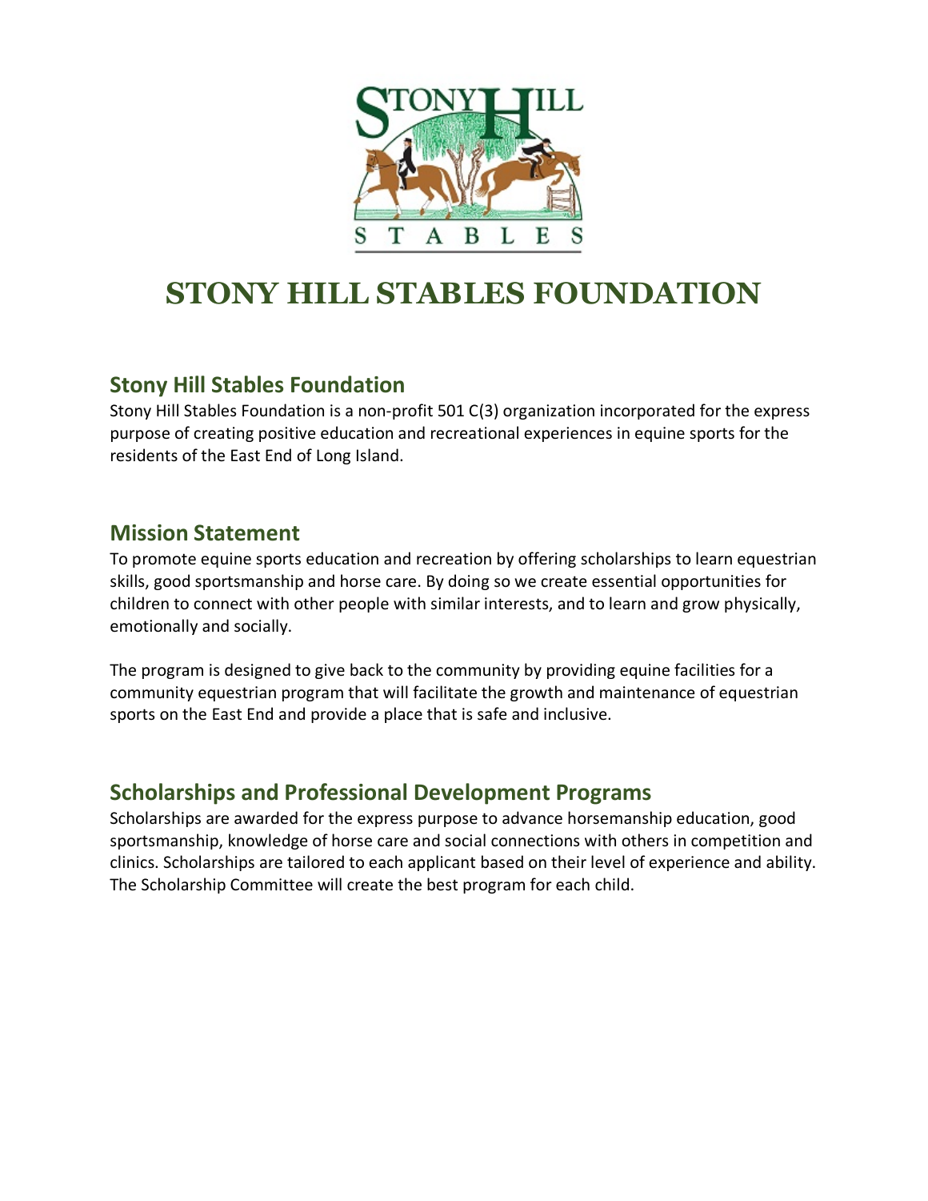# STONY HILL STABLES FOUNDATION

## Stony Hill Stables Foundation

Stony Hill Stables Foundation is a non-profit 501 C(3) organization incorporated for the express purpose of creating positive education and recreational experiences in equine sports for the residents of the East End of Long Island.

## Mission Statement

To promote equine sports education and recreation by offering scholarships to learn equestrian skills, good sportsmanship and horse care. By doing so we create essential opportunities for children to connect with other people with similar interests, and to learn and grow physically, emotionally and socially.

The program is designed to give back to the community by providing equine facilities for a community equestrian program that will facilitate the growth and maintenance of equestrian sports on the East End and provide a place that is safe and inclusive.

## Scholarships and Professional Development Programs

Scholarships are awarded for the express purpose to advance horsemanship education, good sportsmanship, knowledge of horse care and social connections with others in competition and clinics. Scholarships are tailored to each applicant based on their level of experience and ability. The Scholarship Committee will create the best program for each child.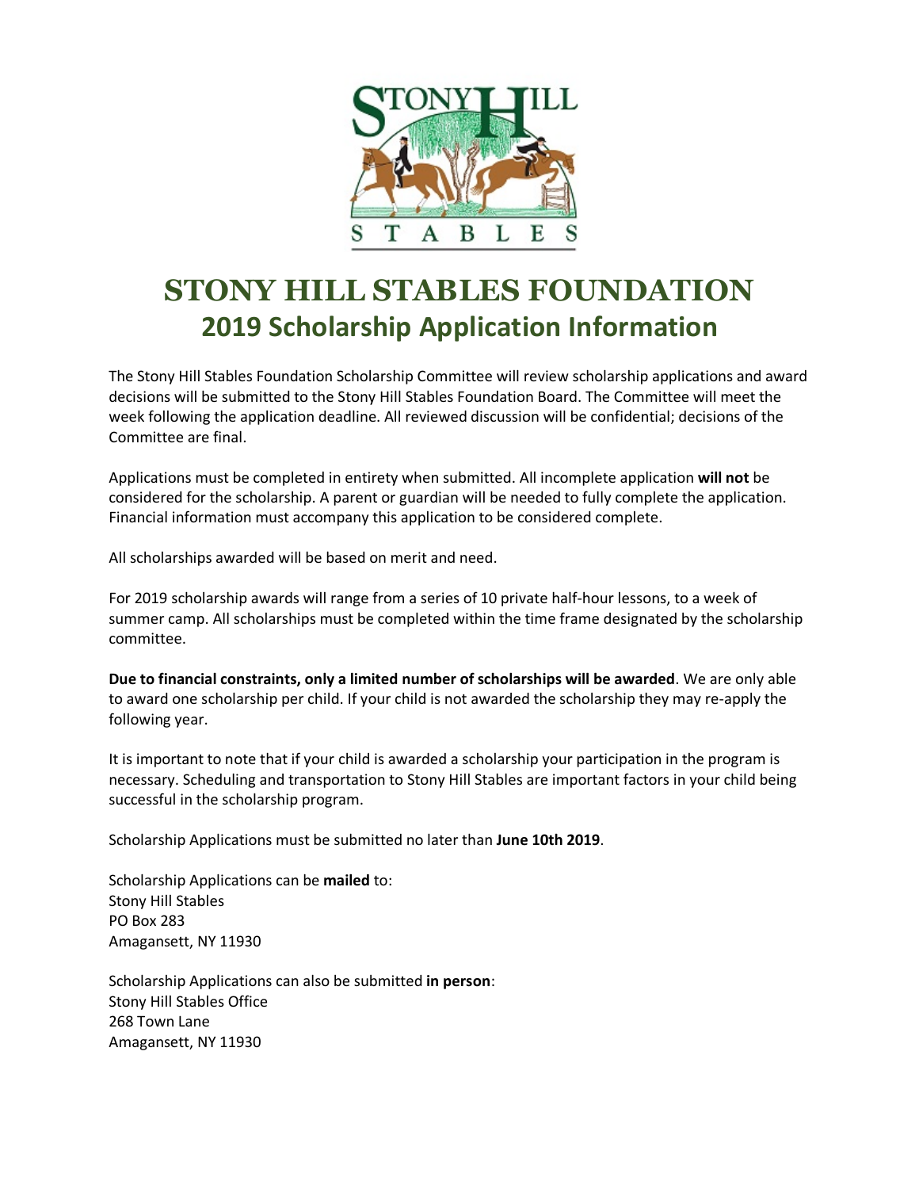# STONY HILL STABLES FOUNDATION

## 2019 Scholarship Application Information

The Stony Hill Stables Foundation Scholarship Committee will review scholarship applications and award decisions will be submitted to the Stony Hill Stables Foundation Board. The Committee will meet the week following the application deadline. All reviewed discussion will be confidential; decisions of the Committee are final.

Applications must be completed in entirety when submitted. All incomplete application **will not** be considered for the scholarship. A parent or guardian will be needed to fully complete the application. Financial information must accompany this application to be considered complete.

All scholarships awarded will be based on merit and need.

For 2019 scholarship awards will range from a series of 10 private half-hour lessons, to a week of summer camp. All scholarships must be completed within the time frame designated by the scholarship committee.

**Due to financial constraints, only a limited number of scholarships will be awarded**. We are only able to award one scholarship per child. If your child is not awarded the scholarship they may re-apply the following year.

It is important to note that if your child is awarded a scholarship your participation in the program is necessary. Scheduling and transportation to Stony Hill Stables are important factors in your child being successful in the scholarship program.

Scholarship Applications must be submitted no later than **June 10th 2019**.

Scholarship Applications can be **mailed** to:
Stony Hill Stables
PO Box 283
Amagansett, NY 11930

Scholarship Applications can also be submitted **in person**:
Stony Hill Stables Office
268 Town Lane
Amagansett, NY 11930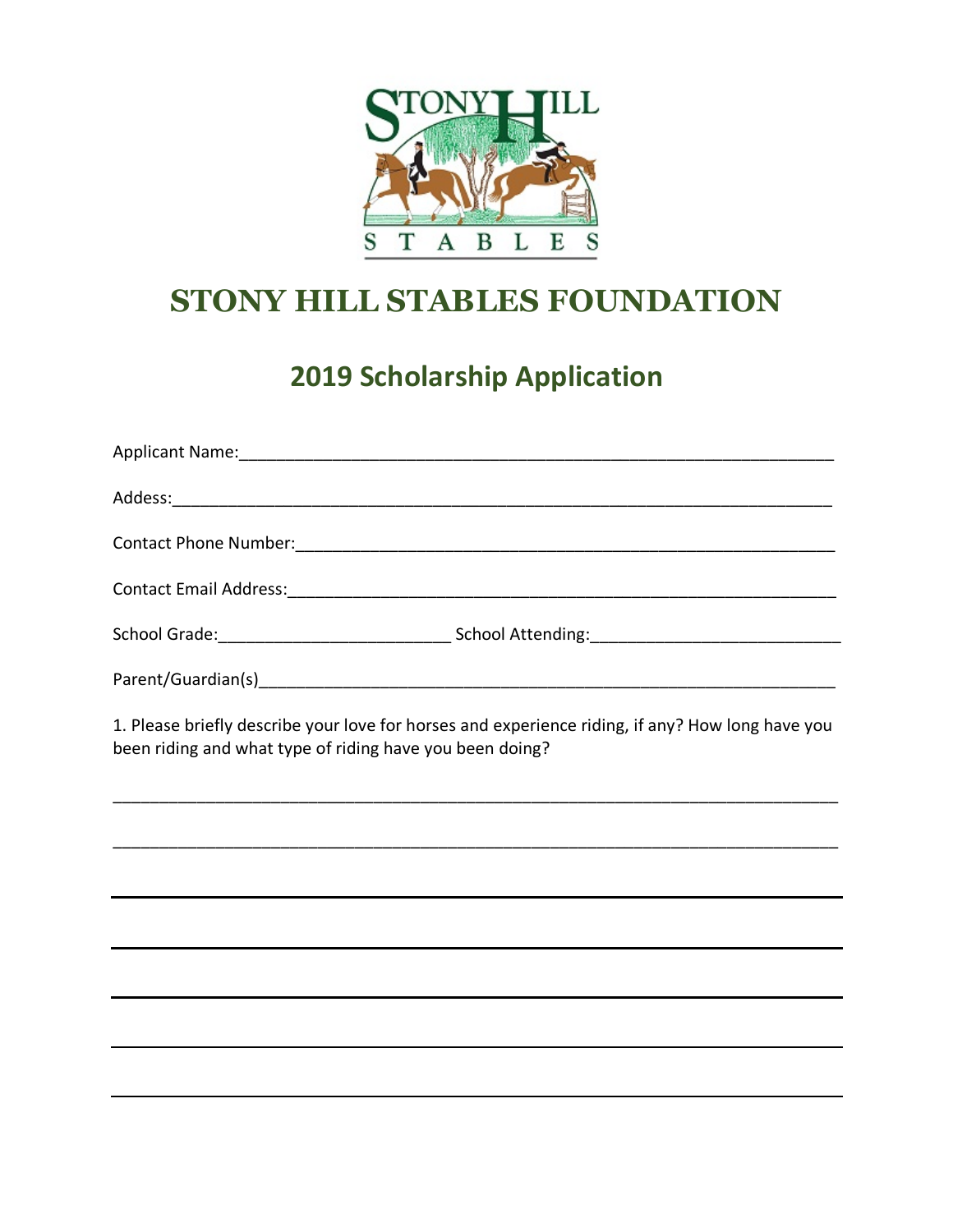# STONY HILL STABLES FOUNDATION

## 2019 Scholarship Application

Applicant Name:___________________________________________________________________

Addess:_________________________________________________________________________

Contact Phone Number:_____________________________________________________________

Contact Email Address:______________________________________________________________

School Grade:________________________ School Attending:__________________________

Parent/Guardian(s)_________________________________________________________________

1. Please briefly describe your love for horses and experience riding, if any? How long have you been riding and what type of riding have you been doing?

_______________________________________________________________________________

_______________________________________________________________________________

_______________________________________________________________________________

_______________________________________________________________________________

_______________________________________________________________________________

_______________________________________________________________________________

_______________________________________________________________________________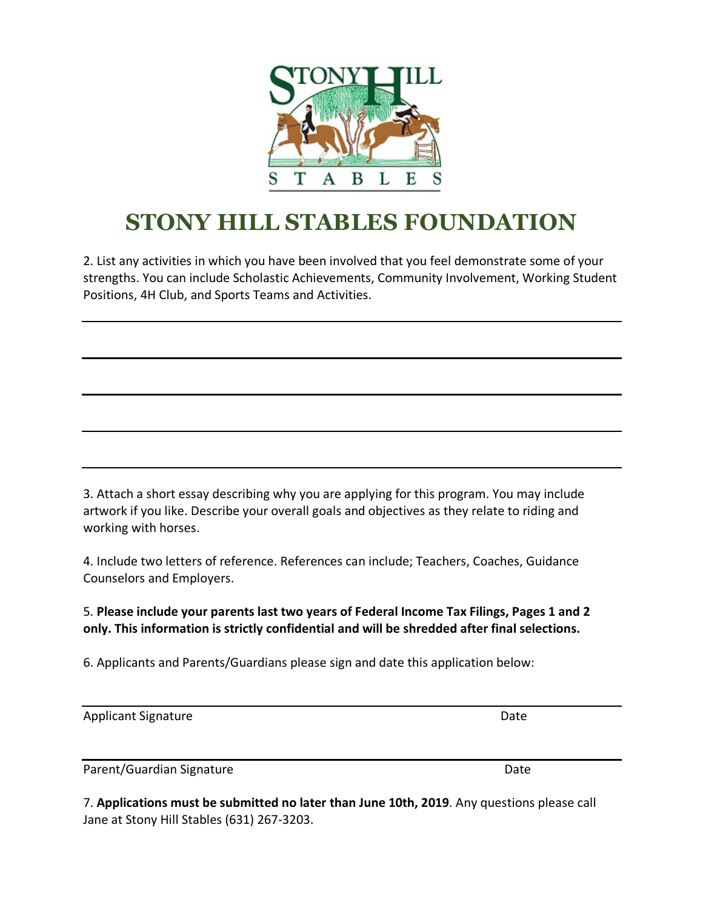# STONY HILL STABLES FOUNDATION

2. List any activities in which you have been involved that you feel demonstrate some of your strengths. You can include Scholastic Achievements, Community Involvement, Working Student Positions, 4H Club, and Sports Teams and Activities.

\_\_\_\_\_\_\_\_\_\_\_\_\_\_\_\_\_\_\_\_\_\_\_\_\_\_\_\_\_\_\_\_\_\_\_\_\_\_\_\_\_\_\_\_\_\_\_\_\_\_\_\_\_\_\_\_\_\_\_\_

\_\_\_\_\_\_\_\_\_\_\_\_\_\_\_\_\_\_\_\_\_\_\_\_\_\_\_\_\_\_\_\_\_\_\_\_\_\_\_\_\_\_\_\_\_\_\_\_\_\_\_\_\_\_\_\_\_\_\_\_

\_\_\_\_\_\_\_\_\_\_\_\_\_\_\_\_\_\_\_\_\_\_\_\_\_\_\_\_\_\_\_\_\_\_\_\_\_\_\_\_\_\_\_\_\_\_\_\_\_\_\_\_\_\_\_\_\_\_\_\_

\_\_\_\_\_\_\_\_\_\_\_\_\_\_\_\_\_\_\_\_\_\_\_\_\_\_\_\_\_\_\_\_\_\_\_\_\_\_\_\_\_\_\_\_\_\_\_\_\_\_\_\_\_\_\_\_\_\_\_\_

\_\_\_\_\_\_\_\_\_\_\_\_\_\_\_\_\_\_\_\_\_\_\_\_\_\_\_\_\_\_\_\_\_\_\_\_\_\_\_\_\_\_\_\_\_\_\_\_\_\_\_\_\_\_\_\_\_\_\_\_

3. Attach a short essay describing why you are applying for this program. You may include artwork if you like. Describe your overall goals and objectives as they relate to riding and working with horses.

4. Include two letters of reference. References can include; Teachers, Coaches, Guidance Counselors and Employers.

5. **Please include your parents last two years of Federal Income Tax Filings, Pages 1 and 2 only. This information is strictly confidential and will be shredded after final selections.**

6. Applicants and Parents/Guardians please sign and date this application below:

\_\_\_\_\_\_\_\_\_\_\_\_\_\_\_\_\_\_\_\_\_\_\_\_\_\_\_\_\_\_\_\_\_\_\_\_\_\_\_\_\_\_\_\_\_\_\_\_\_\_\_\_\_\_\_\_\_\_\_\_

Applicant Signature Date

\_\_\_\_\_\_\_\_\_\_\_\_\_\_\_\_\_\_\_\_\_\_\_\_\_\_\_\_\_\_\_\_\_\_\_\_\_\_\_\_\_\_\_\_\_\_\_\_\_\_\_\_\_\_\_\_\_\_\_\_

Parent/Guardian Signature Date

7. **Applications must be submitted no later than June 10th, 2019**. Any questions please call Jane at Stony Hill Stables (631) 267-3203.